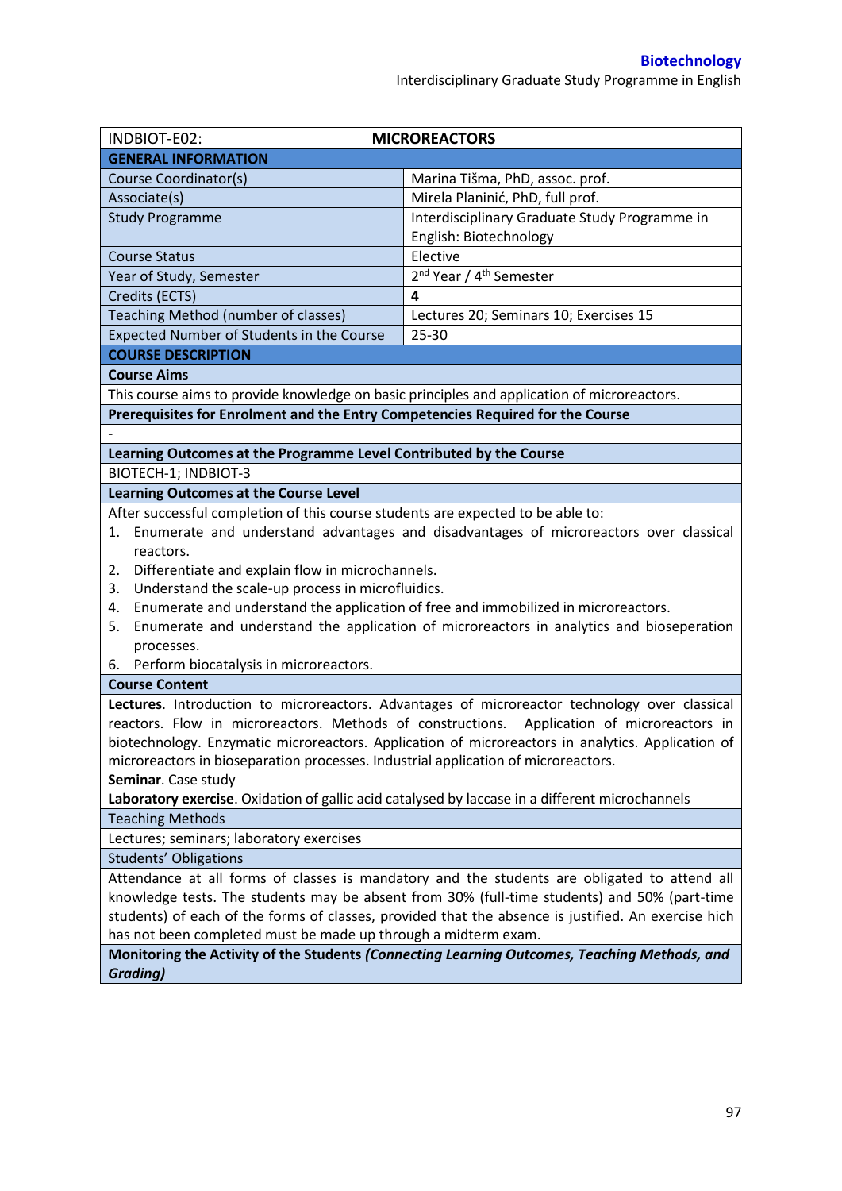| INDBIOT-E02: | MICROREACTORS |
|---|---|
| **GENERAL INFORMATION** | |
| Course Coordinator(s) | Marina Tišma, PhD, assoc. prof. |
| Associate(s) | Mirela Planinić, PhD, full prof. |
| Study Programme | Interdisciplinary Graduate Study Programme in English: Biotechnology |
| Course Status | Elective |
| Year of Study, Semester | 2nd Year / 4th Semester |
| Credits (ECTS) | **4** |
| Teaching Method (number of classes) | Lectures 20; Seminars 10; Exercises 15 |
| Expected Number of Students in the Course | 25-30 |

**COURSE DESCRIPTION**

**Course Aims**

This course aims to provide knowledge on basic principles and application of microreactors.

**Prerequisites for Enrolment and the Entry Competencies Required for the Course**

-

**Learning Outcomes at the Programme Level Contributed by the Course**

BIOTECH-1; INDBIOT-3

**Learning Outcomes at the Course Level**

After successful completion of this course students are expected to be able to:

1. Enumerate and understand advantages and disadvantages of microreactors over classical reactors.
2. Differentiate and explain flow in microchannels.
3. Understand the scale-up process in microfluidics.
4. Enumerate and understand the application of free and immobilized in microreactors.
5. Enumerate and understand the application of microreactors in analytics and bioseperation processes.
6. Perform biocatalysis in microreactors.

**Course Content**

**Lectures**. Introduction to microreactors. Advantages of microreactor technology over classical reactors. Flow in microreactors. Methods of constructions. Application of microreactors in biotechnology. Enzymatic microreactors. Application of microreactors in analytics. Application of microreactors in bioseparation processes. Industrial application of microreactors.

**Seminar**. Case study

**Laboratory exercise**. Oxidation of gallic acid catalysed by laccase in a different microchannels

Teaching Methods

Lectures; seminars; laboratory exercises

Students' Obligations

Attendance at all forms of classes is mandatory and the students are obligated to attend all knowledge tests. The students may be absent from 30% (full-time students) and 50% (part-time students) of each of the forms of classes, provided that the absence is justified. An exercise hich has not been completed must be made up through a midterm exam.

**Monitoring the Activity of the Students *(Connecting Learning Outcomes, Teaching Methods, and Grading)***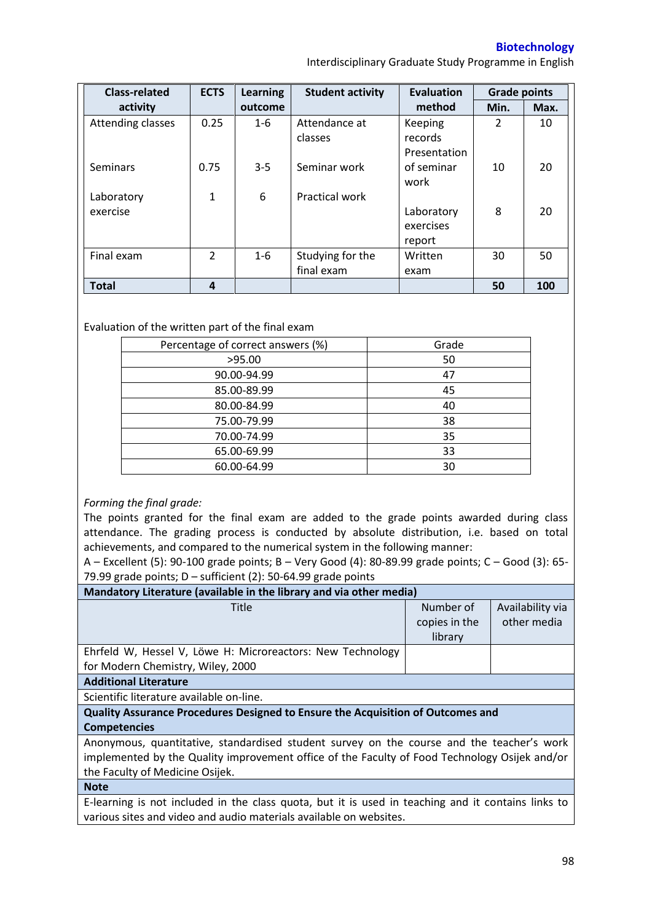| Class-related activity | ECTS | Learning outcome | Student activity | Evaluation method | Grade points | |
|---|---|---|---|---|---|---|
| | | | | | Min. | Max. |
| Attending classes | 0.25 | 1-6 | Attendance at classes | Keeping records | 2 | 10 |
| Seminars | 0.75 | 3-5 | Seminar work | Presentation of seminar work | 10 | 20 |
| Laboratory exercise | 1 | 6 | Practical work | Laboratory exercises report | 8 | 20 |
| Final exam | 2 | 1-6 | Studying for the final exam | Written exam | 30 | 50 |
| **Total** | **4** | | | | **50** | **100** |

Evaluation of the written part of the final exam

| Percentage of correct answers (%) | Grade |
|---|---|
| >95.00 | 50 |
| 90.00-94.99 | 47 |
| 85.00-89.99 | 45 |
| 80.00-84.99 | 40 |
| 75.00-79.99 | 38 |
| 70.00-74.99 | 35 |
| 65.00-69.99 | 33 |
| 60.00-64.99 | 30 |

*Forming the final grade:*

The points granted for the final exam are added to the grade points awarded during class attendance. The grading process is conducted by absolute distribution, i.e. based on total achievements, and compared to the numerical system in the following manner:

A – Excellent (5): 90-100 grade points; B – Very Good (4): 80-89.99 grade points; C – Good (3): 65-79.99 grade points; D – sufficient (2): 50-64.99 grade points

| **Mandatory Literature (available in the library and via other media)** | | |
|---|---|---|
| Title | Number of copies in the library | Availability via other media |
| Ehrfeld W, Hessel V, Löwe H: Microreactors: New Technology for Modern Chemistry, Wiley, 2000 | | |

**Additional Literature**

Scientific literature available on-line.

**Quality Assurance Procedures Designed to Ensure the Acquisition of Outcomes and Competencies**

Anonymous, quantitative, standardised student survey on the course and the teacher's work implemented by the Quality improvement office of the Faculty of Food Technology Osijek and/or the Faculty of Medicine Osijek.

**Note**

E-learning is not included in the class quota, but it is used in teaching and it contains links to various sites and video and audio materials available on websites.